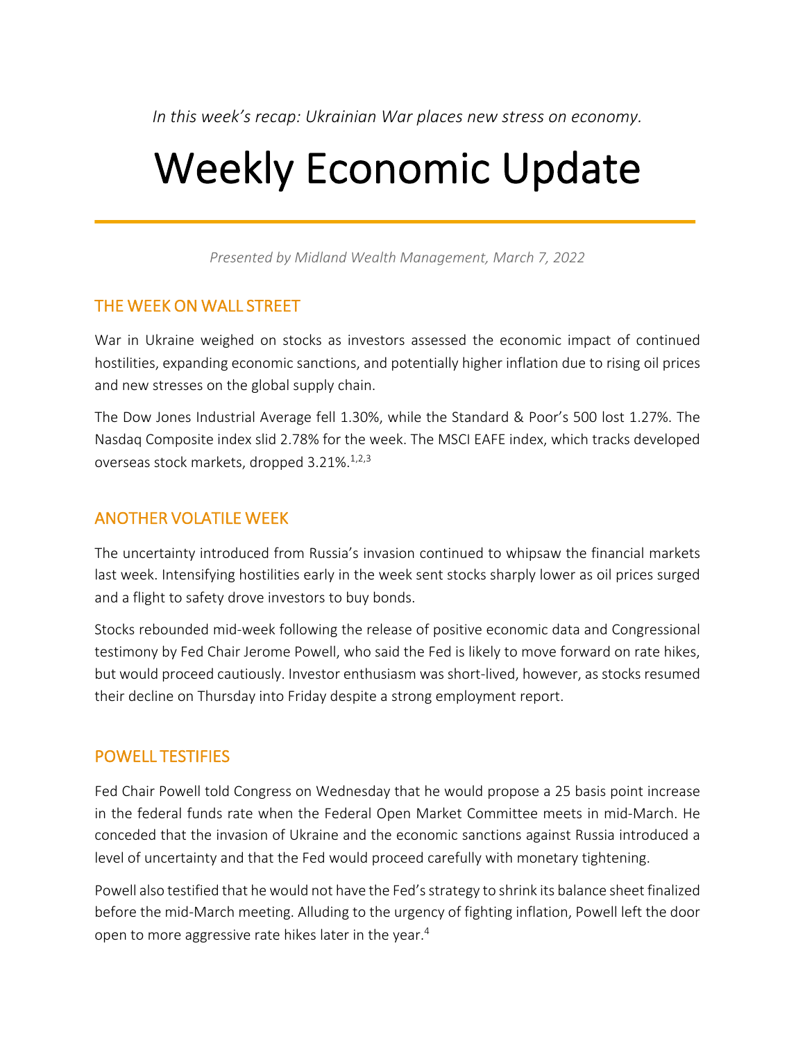*In this week's recap: Ukrainian War places new stress on economy.*

# Weekly Economic Update

*Presented by Midland Wealth Management, March 7, 2022*

## THE WEEK ON WALL STREET

War in Ukraine weighed on stocks as investors assessed the economic impact of continued hostilities, expanding economic sanctions, and potentially higher inflation due to rising oil prices and new stresses on the global supply chain.

The Dow Jones Industrial Average fell 1.30%, while the Standard & Poor's 500 lost 1.27%. The Nasdaq Composite index slid 2.78% for the week. The MSCI EAFE index, which tracks developed overseas stock markets, dropped 3.21%.[1,2,3]

## ANOTHER VOLATILE WEEK

The uncertainty introduced from Russia's invasion continued to whipsaw the financial markets last week. Intensifying hostilities early in the week sent stocks sharply lower as oil prices surged and a flight to safety drove investors to buy bonds.

Stocks rebounded mid-week following the release of positive economic data and Congressional testimony by Fed Chair Jerome Powell, who said the Fed is likely to move forward on rate hikes, but would proceed cautiously. Investor enthusiasm was short-lived, however, as stocks resumed their decline on Thursday into Friday despite a strong employment report.

## POWELL TESTIFIES

Fed Chair Powell told Congress on Wednesday that he would propose a 25 basis point increase in the federal funds rate when the Federal Open Market Committee meets in mid-March. He conceded that the invasion of Ukraine and the economic sanctions against Russia introduced a level of uncertainty and that the Fed would proceed carefully with monetary tightening.

Powell also testified that he would not have the Fed's strategy to shrink its balance sheet finalized before the mid-March meeting. Alluding to the urgency of fighting inflation, Powell left the door open to more aggressive rate hikes later in the year.[4]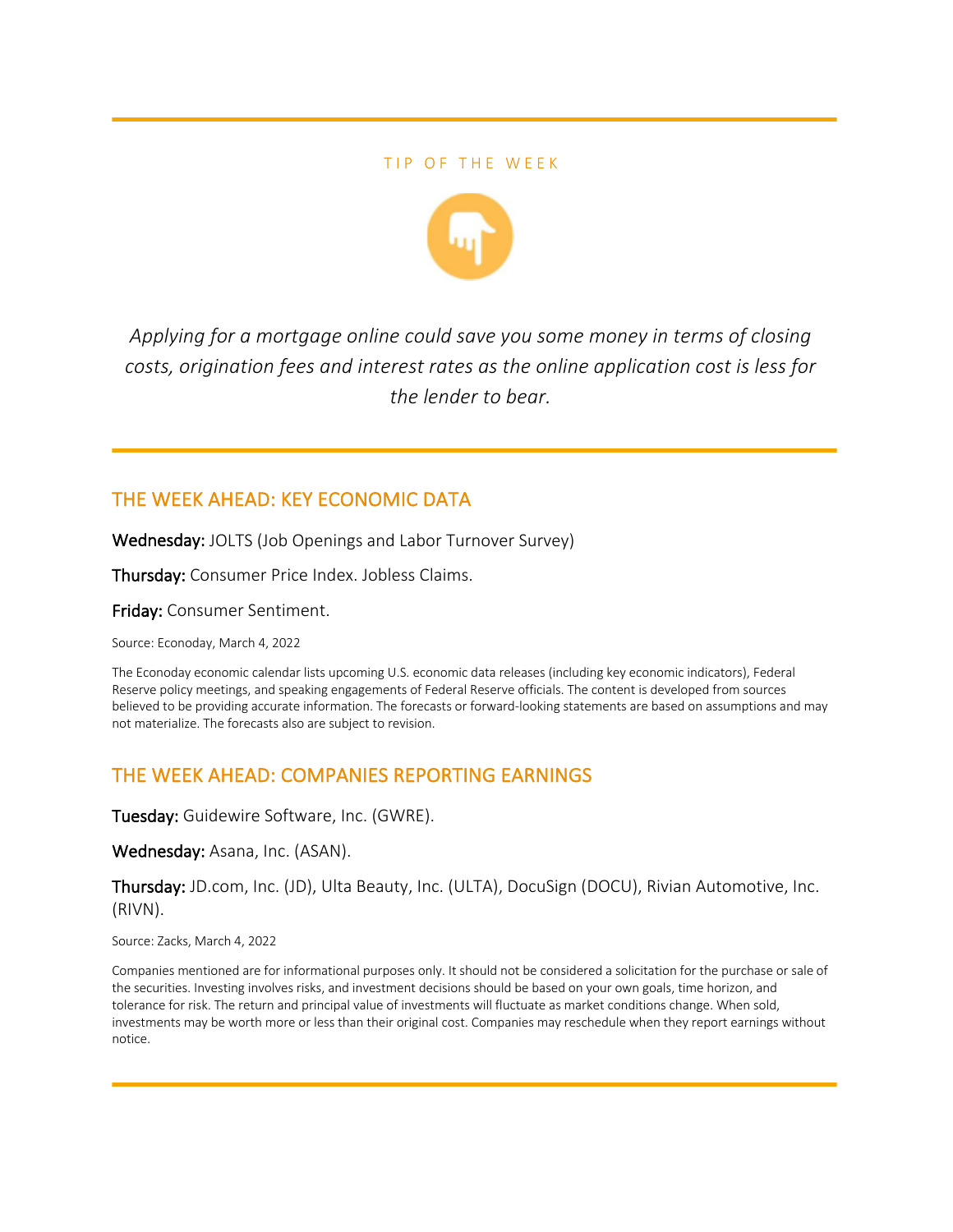TIP OF THE WEEK

*Applying for a mortgage online could save you some money in terms of closing costs, origination fees and interest rates as the online application cost is less for the lender to bear.*

## THE WEEK AHEAD: KEY ECONOMIC DATA

**Wednesday:** JOLTS (Job Openings and Labor Turnover Survey)

**Thursday:** Consumer Price Index. Jobless Claims.

**Friday:** Consumer Sentiment.

Source: Econoday, March 4, 2022

The Econoday economic calendar lists upcoming U.S. economic data releases (including key economic indicators), Federal Reserve policy meetings, and speaking engagements of Federal Reserve officials. The content is developed from sources believed to be providing accurate information. The forecasts or forward-looking statements are based on assumptions and may not materialize. The forecasts also are subject to revision.

## THE WEEK AHEAD: COMPANIES REPORTING EARNINGS

**Tuesday:** Guidewire Software, Inc. (GWRE).

**Wednesday:** Asana, Inc. (ASAN).

**Thursday:** JD.com, Inc. (JD), Ulta Beauty, Inc. (ULTA), DocuSign (DOCU), Rivian Automotive, Inc. (RIVN).

Source: Zacks, March 4, 2022

Companies mentioned are for informational purposes only. It should not be considered a solicitation for the purchase or sale of the securities. Investing involves risks, and investment decisions should be based on your own goals, time horizon, and tolerance for risk. The return and principal value of investments will fluctuate as market conditions change. When sold, investments may be worth more or less than their original cost. Companies may reschedule when they report earnings without notice.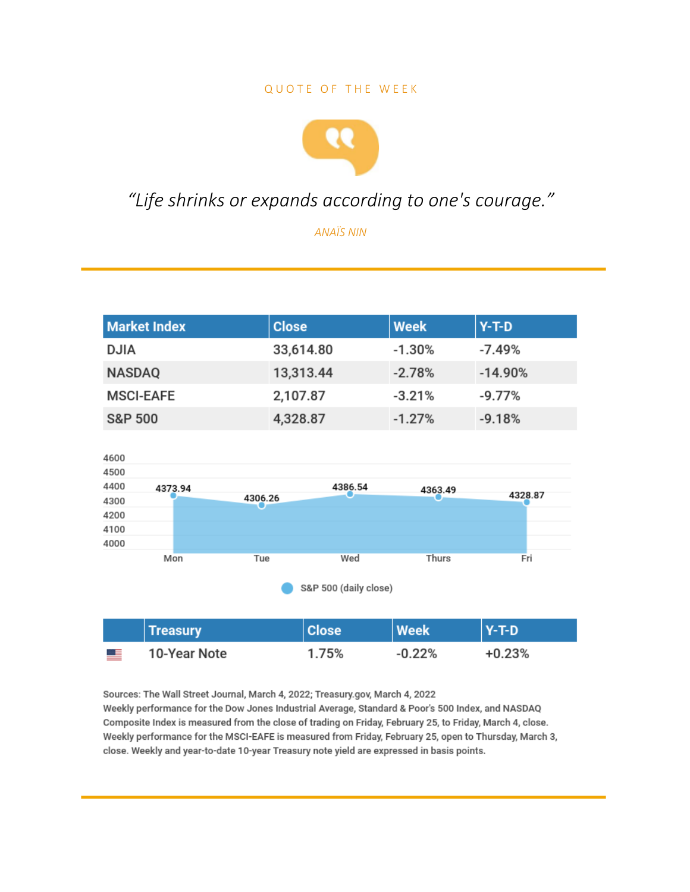QUOTE OF THE WEEK

*"Life shrinks or expands according to one's courage."*

*ANAÏS NIN*

---

| Market Index | Close | Week | Y-T-D |
|---|---|---|---|
| DJIA | 33,614.80 | -1.30% | -7.49% |
| NASDAQ | 13,313.44 | -2.78% | -14.90% |
| MSCI-EAFE | 2,107.87 | -3.21% | -9.77% |
| S&P 500 | 4,328.87 | -1.27% | -9.18% |

S&P 500 (daily close)

| Mon | Tue | Wed | Thurs | Fri |
|---|---|---|---|---|
| 4373.94 | 4306.26 | 4386.54 | 4363.49 | 4328.87 |

| | Treasury | Close | Week | Y-T-D |
|---|---|---|---|---|
| | 10-Year Note | 1.75% | -0.22% | +0.23% |

Sources: The Wall Street Journal, March 4, 2022; Treasury.gov, March 4, 2022
Weekly performance for the Dow Jones Industrial Average, Standard & Poor's 500 Index, and NASDAQ Composite Index is measured from the close of trading on Friday, February 25, to Friday, March 4, close. Weekly performance for the MSCI-EAFE is measured from Friday, February 25, open to Thursday, March 3, close. Weekly and year-to-date 10-year Treasury note yield are expressed in basis points.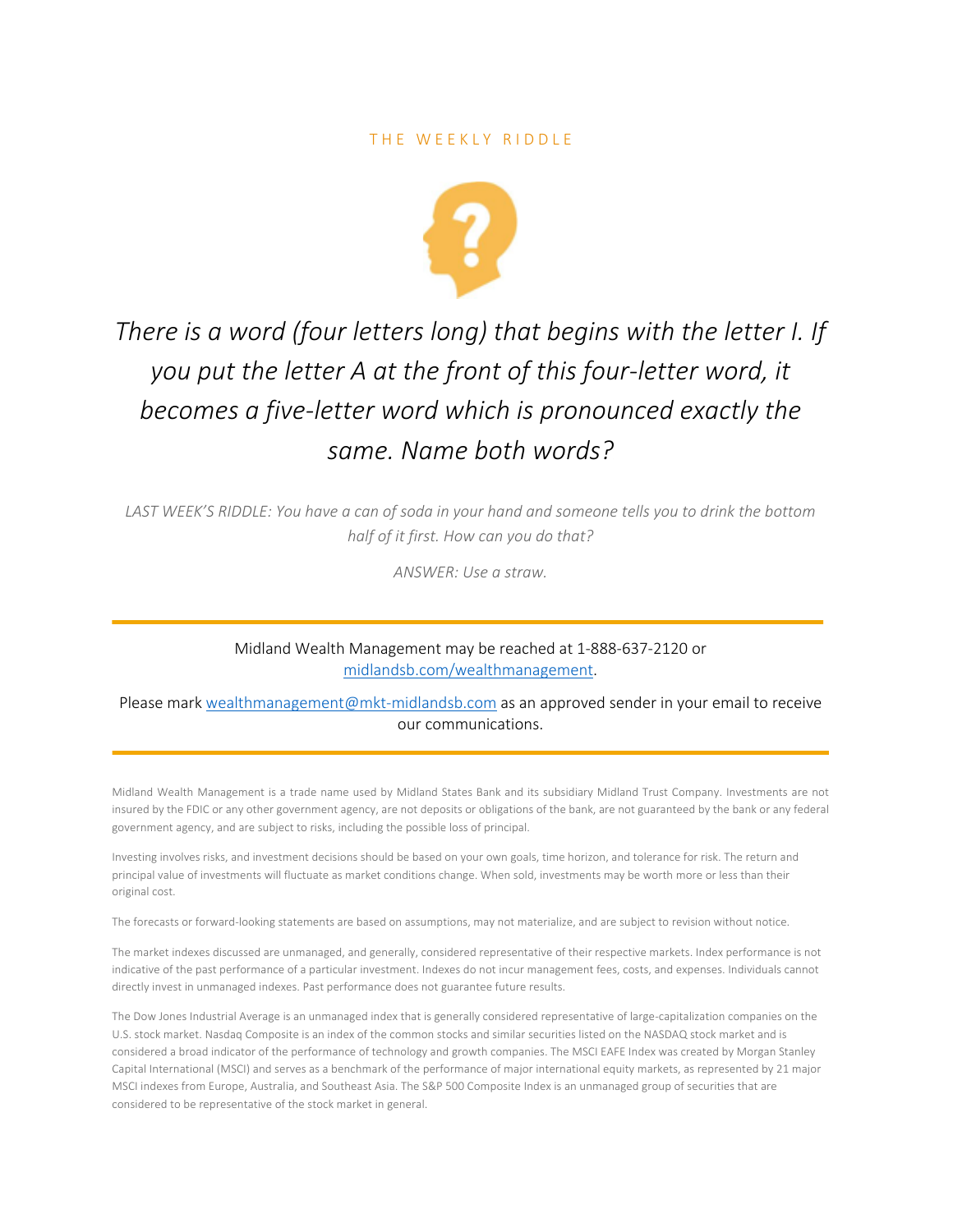## THE WEEKLY RIDDLE

*There is a word (four letters long) that begins with the letter I. If you put the letter A at the front of this four-letter word, it becomes a five-letter word which is pronounced exactly the same. Name both words?*

*LAST WEEK'S RIDDLE: You have a can of soda in your hand and someone tells you to drink the bottom half of it first. How can you do that?*

*ANSWER: Use a straw.*

---

Midland Wealth Management may be reached at 1-888-637-2120 or [midlandsb.com/wealthmanagement](midlandsb.com/wealthmanagement).

Please mark [wealthmanagement@mkt-midlandsb.com](mailto:wealthmanagement@mkt-midlandsb.com) as an approved sender in your email to receive our communications.

---

Midland Wealth Management is a trade name used by Midland States Bank and its subsidiary Midland Trust Company. Investments are not insured by the FDIC or any other government agency, are not deposits or obligations of the bank, are not guaranteed by the bank or any federal government agency, and are subject to risks, including the possible loss of principal.

Investing involves risks, and investment decisions should be based on your own goals, time horizon, and tolerance for risk. The return and principal value of investments will fluctuate as market conditions change. When sold, investments may be worth more or less than their original cost.

The forecasts or forward-looking statements are based on assumptions, may not materialize, and are subject to revision without notice.

The market indexes discussed are unmanaged, and generally, considered representative of their respective markets. Index performance is not indicative of the past performance of a particular investment. Indexes do not incur management fees, costs, and expenses. Individuals cannot directly invest in unmanaged indexes. Past performance does not guarantee future results.

The Dow Jones Industrial Average is an unmanaged index that is generally considered representative of large-capitalization companies on the U.S. stock market. Nasdaq Composite is an index of the common stocks and similar securities listed on the NASDAQ stock market and is considered a broad indicator of the performance of technology and growth companies. The MSCI EAFE Index was created by Morgan Stanley Capital International (MSCI) and serves as a benchmark of the performance of major international equity markets, as represented by 21 major MSCI indexes from Europe, Australia, and Southeast Asia. The S&P 500 Composite Index is an unmanaged group of securities that are considered to be representative of the stock market in general.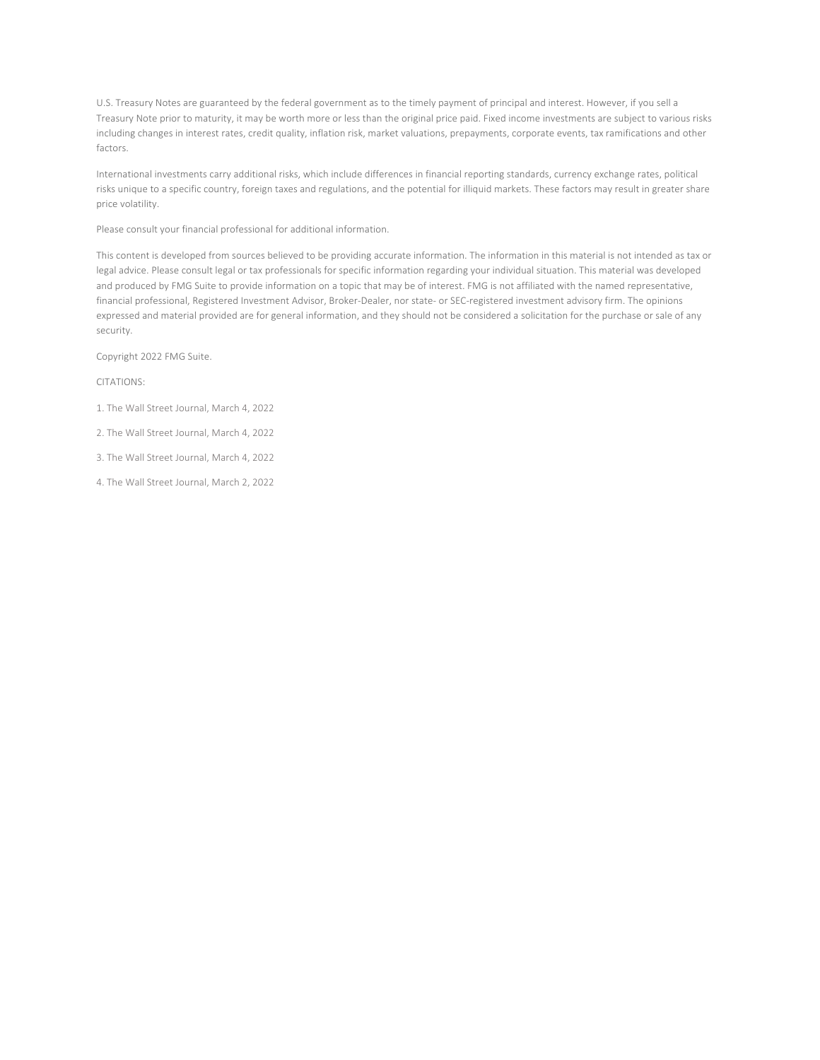U.S. Treasury Notes are guaranteed by the federal government as to the timely payment of principal and interest. However, if you sell a Treasury Note prior to maturity, it may be worth more or less than the original price paid. Fixed income investments are subject to various risks including changes in interest rates, credit quality, inflation risk, market valuations, prepayments, corporate events, tax ramifications and other factors.

International investments carry additional risks, which include differences in financial reporting standards, currency exchange rates, political risks unique to a specific country, foreign taxes and regulations, and the potential for illiquid markets. These factors may result in greater share price volatility.

Please consult your financial professional for additional information.

This content is developed from sources believed to be providing accurate information. The information in this material is not intended as tax or legal advice. Please consult legal or tax professionals for specific information regarding your individual situation. This material was developed and produced by FMG Suite to provide information on a topic that may be of interest. FMG is not affiliated with the named representative, financial professional, Registered Investment Advisor, Broker-Dealer, nor state- or SEC-registered investment advisory firm. The opinions expressed and material provided are for general information, and they should not be considered a solicitation for the purchase or sale of any security.

Copyright 2022 FMG Suite.

CITATIONS:

1. The Wall Street Journal, March 4, 2022

2. The Wall Street Journal, March 4, 2022

3. The Wall Street Journal, March 4, 2022

4. The Wall Street Journal, March 2, 2022